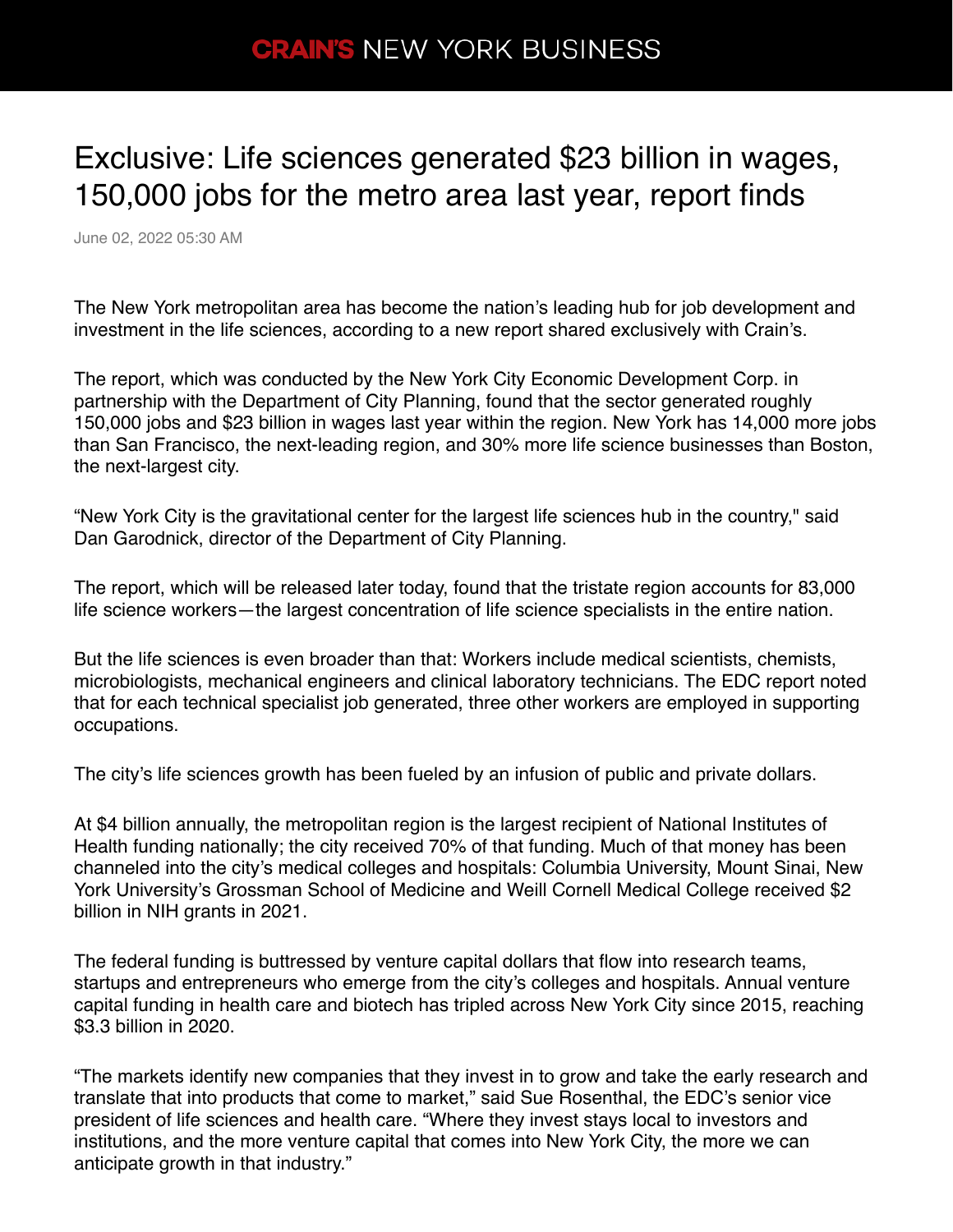# Exclusive: Life sciences generated $23 billion in wages, 150,000 jobs for the metro area last year, report finds

June 02, 2022 05:30 AM

The New York metropolitan area has become the nation's leading hub for job development and investment in the life sciences, according to a new report shared exclusively with Crain's.

The report, which was conducted by the New York City Economic Development Corp. in partnership with the Department of City Planning, found that the sector generated roughly 150,000 jobs and $23 billion in wages last year within the region. New York has 14,000 more jobs than San Francisco, the next-leading region, and 30% more life science businesses than Boston, the next-largest city.

"New York City is the gravitational center for the largest life sciences hub in the country," said Dan Garodnick, director of the Department of City Planning.

The report, which will be released later today, found that the tristate region accounts for 83,000 life science workers—the largest concentration of life science specialists in the entire nation.

But the life sciences is even broader than that: Workers include medical scientists, chemists, microbiologists, mechanical engineers and clinical laboratory technicians. The EDC report noted that for each technical specialist job generated, three other workers are employed in supporting occupations.

The city's life sciences growth has been fueled by an infusion of public and private dollars.

At $4 billion annually, the metropolitan region is the largest recipient of National Institutes of Health funding nationally; the city received 70% of that funding. Much of that money has been channeled into the city's medical colleges and hospitals: Columbia University, Mount Sinai, New York University's Grossman School of Medicine and Weill Cornell Medical College received $2 billion in NIH grants in 2021.

The federal funding is buttressed by venture capital dollars that flow into research teams, startups and entrepreneurs who emerge from the city's colleges and hospitals. Annual venture capital funding in health care and biotech has tripled across New York City since 2015, reaching $3.3 billion in 2020.

"The markets identify new companies that they invest in to grow and take the early research and translate that into products that come to market," said Sue Rosenthal, the EDC's senior vice president of life sciences and health care. "Where they invest stays local to investors and institutions, and the more venture capital that comes into New York City, the more we can anticipate growth in that industry."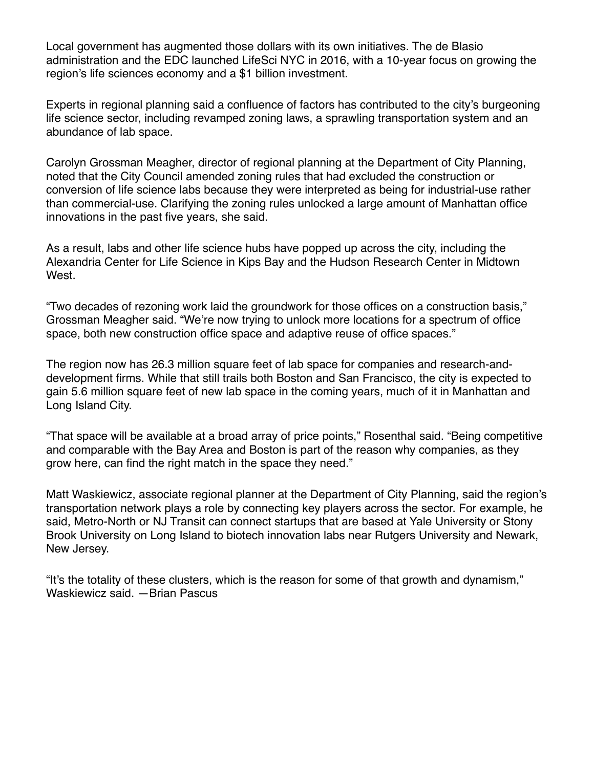Local government has augmented those dollars with its own initiatives. The de Blasio administration and the EDC launched LifeSci NYC in 2016, with a 10-year focus on growing the region's life sciences economy and a $1 billion investment.

Experts in regional planning said a confluence of factors has contributed to the city's burgeoning life science sector, including revamped zoning laws, a sprawling transportation system and an abundance of lab space.

Carolyn Grossman Meagher, director of regional planning at the Department of City Planning, noted that the City Council amended zoning rules that had excluded the construction or conversion of life science labs because they were interpreted as being for industrial-use rather than commercial-use. Clarifying the zoning rules unlocked a large amount of Manhattan office innovations in the past five years, she said.

As a result, labs and other life science hubs have popped up across the city, including the Alexandria Center for Life Science in Kips Bay and the Hudson Research Center in Midtown West.

"Two decades of rezoning work laid the groundwork for those offices on a construction basis," Grossman Meagher said. "We're now trying to unlock more locations for a spectrum of office space, both new construction office space and adaptive reuse of office spaces."

The region now has 26.3 million square feet of lab space for companies and research-and-development firms. While that still trails both Boston and San Francisco, the city is expected to gain 5.6 million square feet of new lab space in the coming years, much of it in Manhattan and Long Island City.

"That space will be available at a broad array of price points," Rosenthal said. "Being competitive and comparable with the Bay Area and Boston is part of the reason why companies, as they grow here, can find the right match in the space they need."

Matt Waskiewicz, associate regional planner at the Department of City Planning, said the region's transportation network plays a role by connecting key players across the sector. For example, he said, Metro-North or NJ Transit can connect startups that are based at Yale University or Stony Brook University on Long Island to biotech innovation labs near Rutgers University and Newark, New Jersey.

"It's the totality of these clusters, which is the reason for some of that growth and dynamism," Waskiewicz said. —Brian Pascus